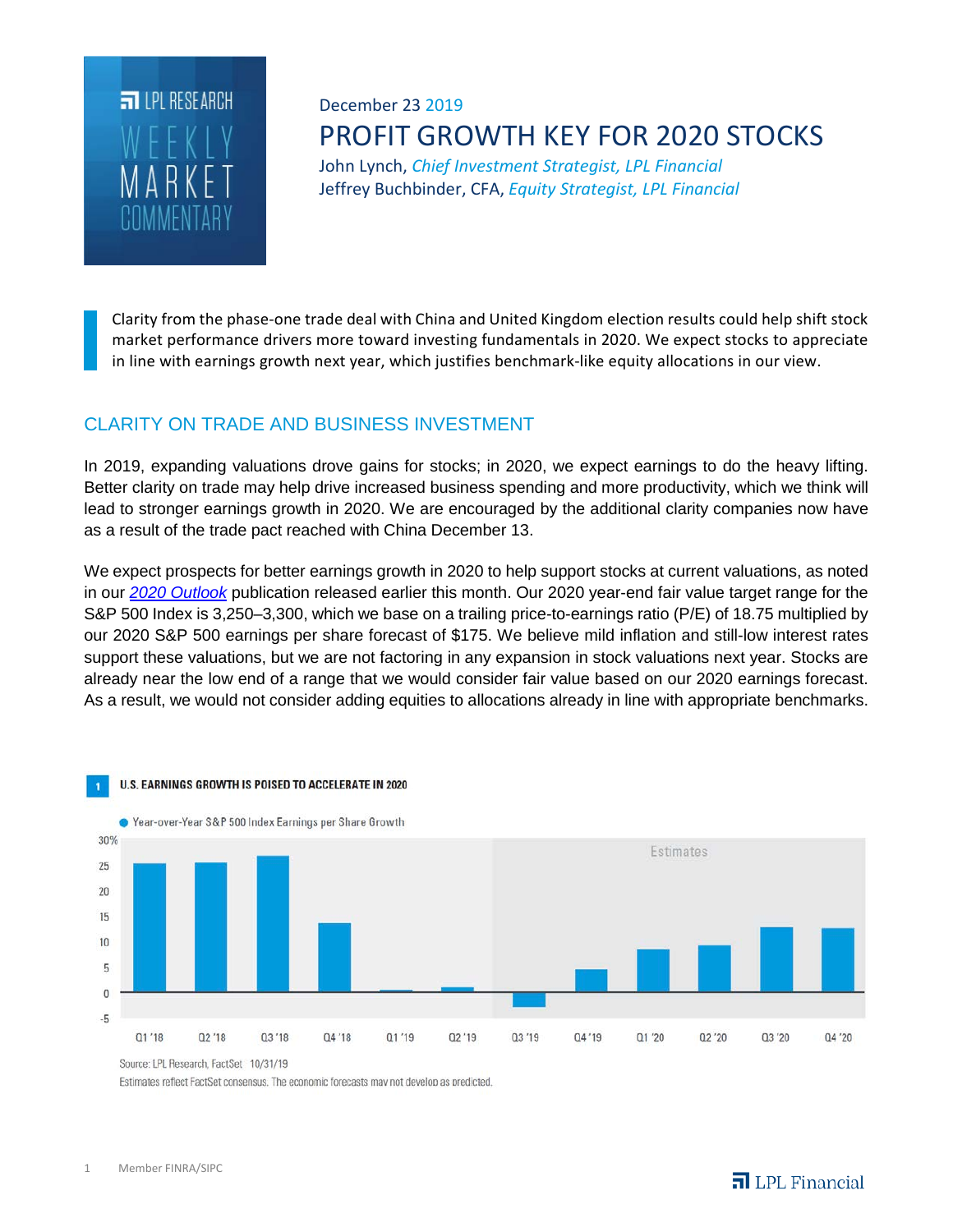LPL RESEARCH
WEEKLY MARKET COMMENTARY

December 23 2019

# PROFIT GROWTH KEY FOR 2020 STOCKS

John Lynch, *Chief Investment Strategist, LPL Financial*
Jeffrey Buchbinder, CFA, *Equity Strategist, LPL Financial*

> Clarity from the phase-one trade deal with China and United Kingdom election results could help shift stock market performance drivers more toward investing fundamentals in 2020. We expect stocks to appreciate in line with earnings growth next year, which justifies benchmark-like equity allocations in our view.

## CLARITY ON TRADE AND BUSINESS INVESTMENT

In 2019, expanding valuations drove gains for stocks; in 2020, we expect earnings to do the heavy lifting. Better clarity on trade may help drive increased business spending and more productivity, which we think will lead to stronger earnings growth in 2020. We are encouraged by the additional clarity companies now have as a result of the trade pact reached with China December 13.

We expect prospects for better earnings growth in 2020 to help support stocks at current valuations, as noted in our *2020 Outlook* publication released earlier this month. Our 2020 year-end fair value target range for the S&P 500 Index is 3,250–3,300, which we base on a trailing price-to-earnings ratio (P/E) of 18.75 multiplied by our 2020 S&P 500 earnings per share forecast of $175. We believe mild inflation and still-low interest rates support these valuations, but we are not factoring in any expansion in stock valuations next year. Stocks are already near the low end of a range that we would consider fair value based on our 2020 earnings forecast. As a result, we would not consider adding equities to allocations already in line with appropriate benchmarks.

**1 U.S. EARNINGS GROWTH IS POISED TO ACCELERATE IN 2020**

Year-over-Year S&P 500 Index Earnings per Share Growth

(Chart: quarterly bars Q1 '18 through Q4 '20; Q3 '19 through Q4 '20 shaded as Estimates)

Source: LPL Research, FactSet 10/31/19

Estimates reflect FactSet consensus. The economic forecasts may not develop as predicted.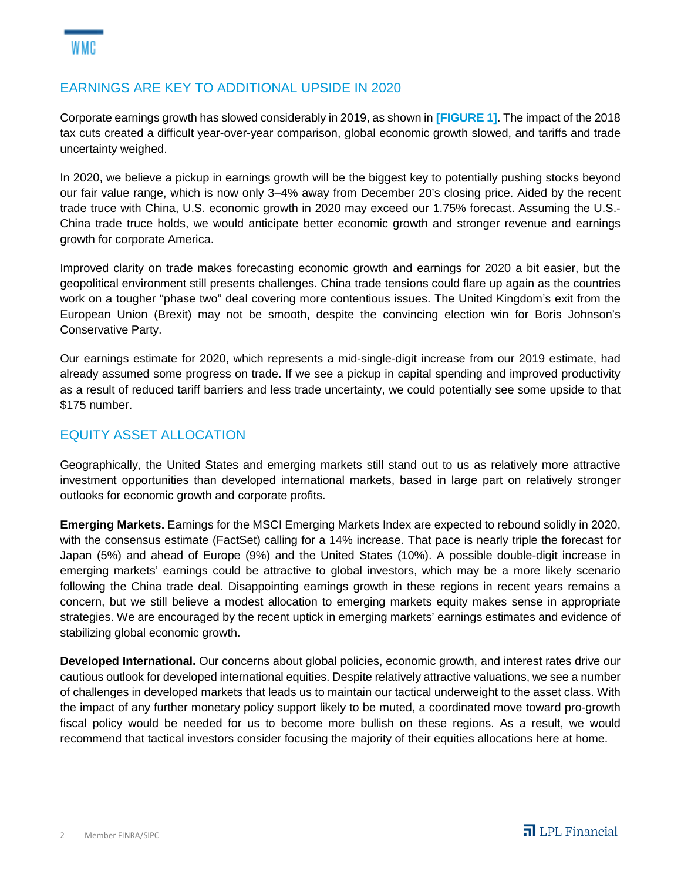## EARNINGS ARE KEY TO ADDITIONAL UPSIDE IN 2020

Corporate earnings growth has slowed considerably in 2019, as shown in **[FIGURE 1]**. The impact of the 2018 tax cuts created a difficult year-over-year comparison, global economic growth slowed, and tariffs and trade uncertainty weighed.

In 2020, we believe a pickup in earnings growth will be the biggest key to potentially pushing stocks beyond our fair value range, which is now only 3–4% away from December 20's closing price. Aided by the recent trade truce with China, U.S. economic growth in 2020 may exceed our 1.75% forecast. Assuming the U.S.-China trade truce holds, we would anticipate better economic growth and stronger revenue and earnings growth for corporate America.

Improved clarity on trade makes forecasting economic growth and earnings for 2020 a bit easier, but the geopolitical environment still presents challenges. China trade tensions could flare up again as the countries work on a tougher "phase two" deal covering more contentious issues. The United Kingdom's exit from the European Union (Brexit) may not be smooth, despite the convincing election win for Boris Johnson's Conservative Party.

Our earnings estimate for 2020, which represents a mid-single-digit increase from our 2019 estimate, had already assumed some progress on trade. If we see a pickup in capital spending and improved productivity as a result of reduced tariff barriers and less trade uncertainty, we could potentially see some upside to that $175 number.

## EQUITY ASSET ALLOCATION

Geographically, the United States and emerging markets still stand out to us as relatively more attractive investment opportunities than developed international markets, based in large part on relatively stronger outlooks for economic growth and corporate profits.

**Emerging Markets.** Earnings for the MSCI Emerging Markets Index are expected to rebound solidly in 2020, with the consensus estimate (FactSet) calling for a 14% increase. That pace is nearly triple the forecast for Japan (5%) and ahead of Europe (9%) and the United States (10%). A possible double-digit increase in emerging markets' earnings could be attractive to global investors, which may be a more likely scenario following the China trade deal. Disappointing earnings growth in these regions in recent years remains a concern, but we still believe a modest allocation to emerging markets equity makes sense in appropriate strategies. We are encouraged by the recent uptick in emerging markets' earnings estimates and evidence of stabilizing global economic growth.

**Developed International.** Our concerns about global policies, economic growth, and interest rates drive our cautious outlook for developed international equities. Despite relatively attractive valuations, we see a number of challenges in developed markets that leads us to maintain our tactical underweight to the asset class. With the impact of any further monetary policy support likely to be muted, a coordinated move toward pro-growth fiscal policy would be needed for us to become more bullish on these regions. As a result, we would recommend that tactical investors consider focusing the majority of their equities allocations here at home.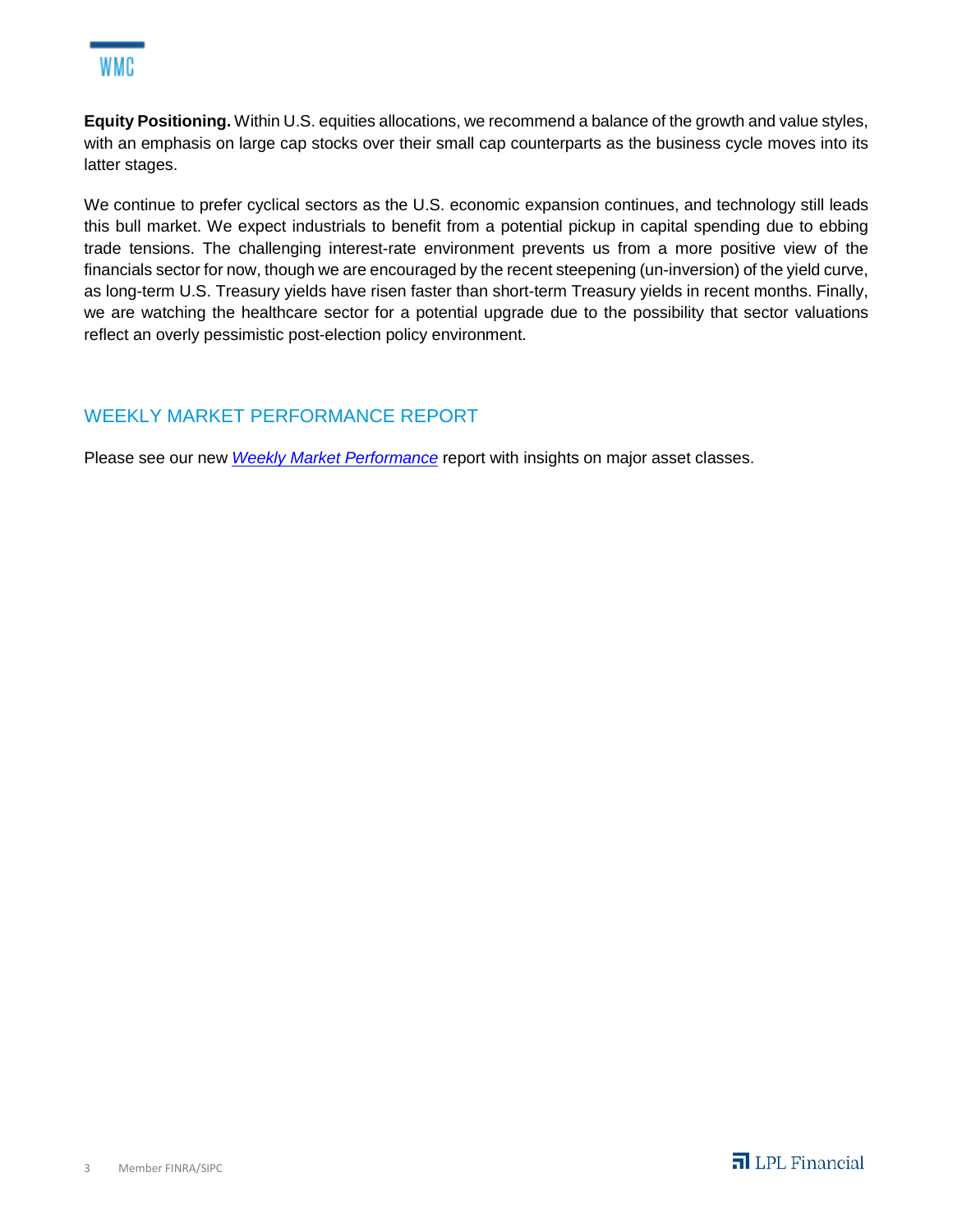**Equity Positioning.** Within U.S. equities allocations, we recommend a balance of the growth and value styles, with an emphasis on large cap stocks over their small cap counterparts as the business cycle moves into its latter stages.

We continue to prefer cyclical sectors as the U.S. economic expansion continues, and technology still leads this bull market. We expect industrials to benefit from a potential pickup in capital spending due to ebbing trade tensions. The challenging interest-rate environment prevents us from a more positive view of the financials sector for now, though we are encouraged by the recent steepening (un-inversion) of the yield curve, as long-term U.S. Treasury yields have risen faster than short-term Treasury yields in recent months. Finally, we are watching the healthcare sector for a potential upgrade due to the possibility that sector valuations reflect an overly pessimistic post-election policy environment.

## WEEKLY MARKET PERFORMANCE REPORT

Please see our new *Weekly Market Performance* report with insights on major asset classes.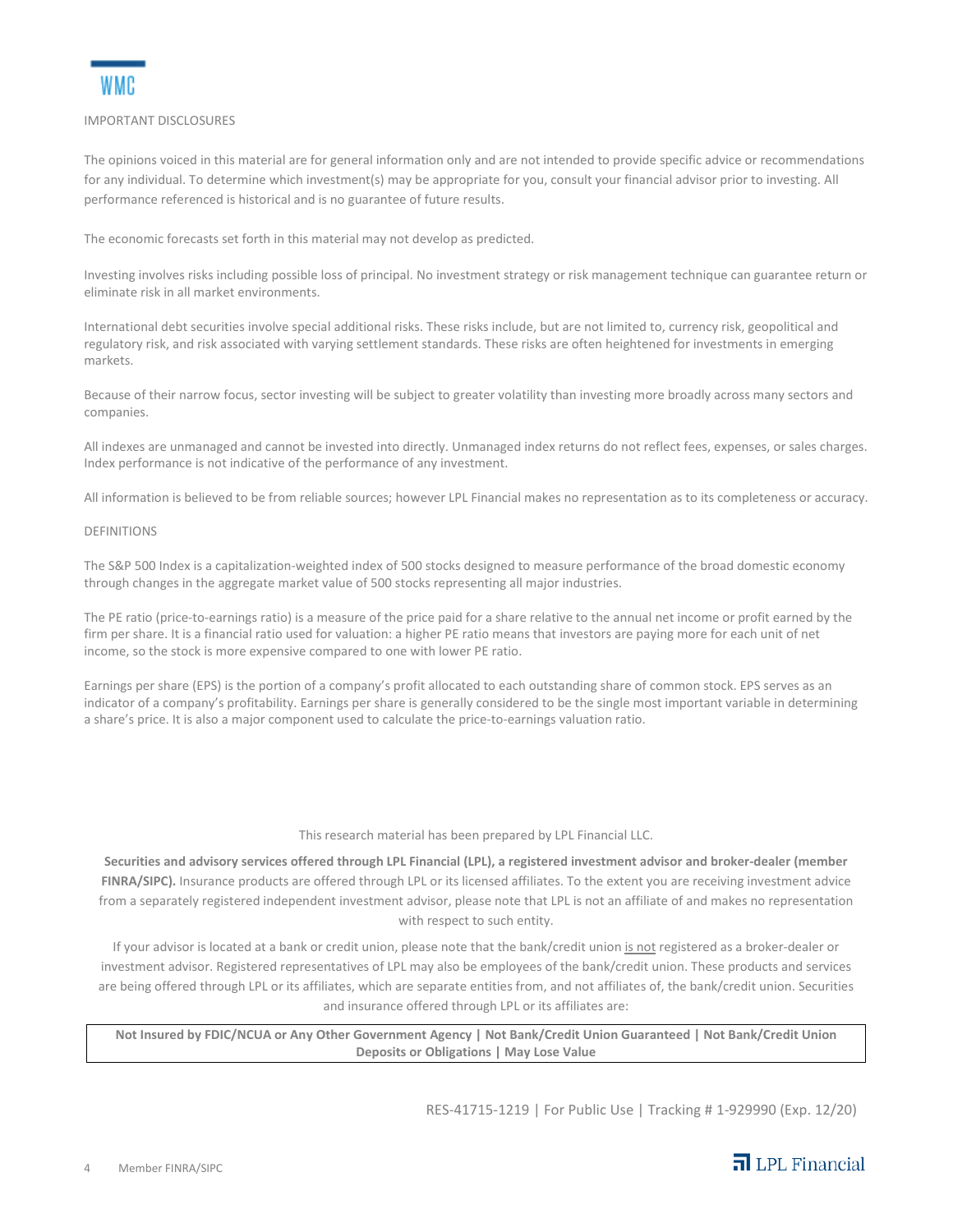IMPORTANT DISCLOSURES

The opinions voiced in this material are for general information only and are not intended to provide specific advice or recommendations for any individual. To determine which investment(s) may be appropriate for you, consult your financial advisor prior to investing. All performance referenced is historical and is no guarantee of future results.

The economic forecasts set forth in this material may not develop as predicted.

Investing involves risks including possible loss of principal. No investment strategy or risk management technique can guarantee return or eliminate risk in all market environments.

International debt securities involve special additional risks. These risks include, but are not limited to, currency risk, geopolitical and regulatory risk, and risk associated with varying settlement standards. These risks are often heightened for investments in emerging markets.

Because of their narrow focus, sector investing will be subject to greater volatility than investing more broadly across many sectors and companies.

All indexes are unmanaged and cannot be invested into directly. Unmanaged index returns do not reflect fees, expenses, or sales charges. Index performance is not indicative of the performance of any investment.

All information is believed to be from reliable sources; however LPL Financial makes no representation as to its completeness or accuracy.

DEFINITIONS

The S&P 500 Index is a capitalization-weighted index of 500 stocks designed to measure performance of the broad domestic economy through changes in the aggregate market value of 500 stocks representing all major industries.

The PE ratio (price-to-earnings ratio) is a measure of the price paid for a share relative to the annual net income or profit earned by the firm per share. It is a financial ratio used for valuation: a higher PE ratio means that investors are paying more for each unit of net income, so the stock is more expensive compared to one with lower PE ratio.

Earnings per share (EPS) is the portion of a company's profit allocated to each outstanding share of common stock. EPS serves as an indicator of a company's profitability. Earnings per share is generally considered to be the single most important variable in determining a share's price. It is also a major component used to calculate the price-to-earnings valuation ratio.

This research material has been prepared by LPL Financial LLC.

**Securities and advisory services offered through LPL Financial (LPL), a registered investment advisor and broker-dealer (member FINRA/SIPC).** Insurance products are offered through LPL or its licensed affiliates. To the extent you are receiving investment advice from a separately registered independent investment advisor, please note that LPL is not an affiliate of and makes no representation with respect to such entity.

If your advisor is located at a bank or credit union, please note that the bank/credit union is not registered as a broker-dealer or investment advisor. Registered representatives of LPL may also be employees of the bank/credit union. These products and services are being offered through LPL or its affiliates, which are separate entities from, and not affiliates of, the bank/credit union. Securities and insurance offered through LPL or its affiliates are:

**Not Insured by FDIC/NCUA or Any Other Government Agency | Not Bank/Credit Union Guaranteed | Not Bank/Credit Union Deposits or Obligations | May Lose Value**

RES-41715-1219 | For Public Use | Tracking # 1-929990 (Exp. 12/20)